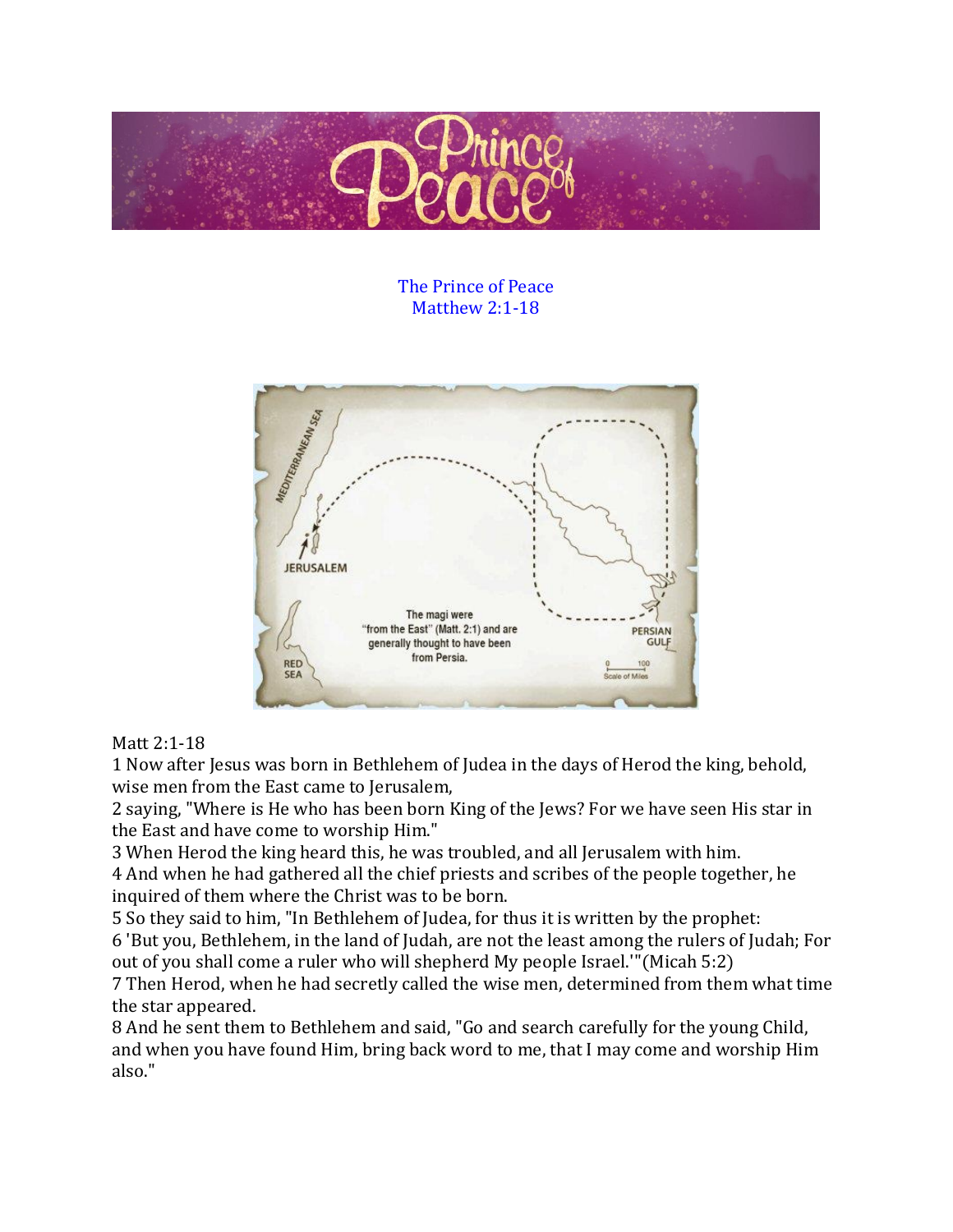The Prince of Peace
Matthew 2:1-18

Matt 2:1-18

1 Now after Jesus was born in Bethlehem of Judea in the days of Herod the king, behold, wise men from the East came to Jerusalem,

2 saying, "Where is He who has been born King of the Jews? For we have seen His star in the East and have come to worship Him."

3 When Herod the king heard this, he was troubled, and all Jerusalem with him.

4 And when he had gathered all the chief priests and scribes of the people together, he inquired of them where the Christ was to be born.

5 So they said to him, "In Bethlehem of Judea, for thus it is written by the prophet:

6 'But you, Bethlehem, in the land of Judah, are not the least among the rulers of Judah; For out of you shall come a ruler who will shepherd My people Israel.'"(Micah 5:2)

7 Then Herod, when he had secretly called the wise men, determined from them what time the star appeared.

8 And he sent them to Bethlehem and said, "Go and search carefully for the young Child, and when you have found Him, bring back word to me, that I may come and worship Him also."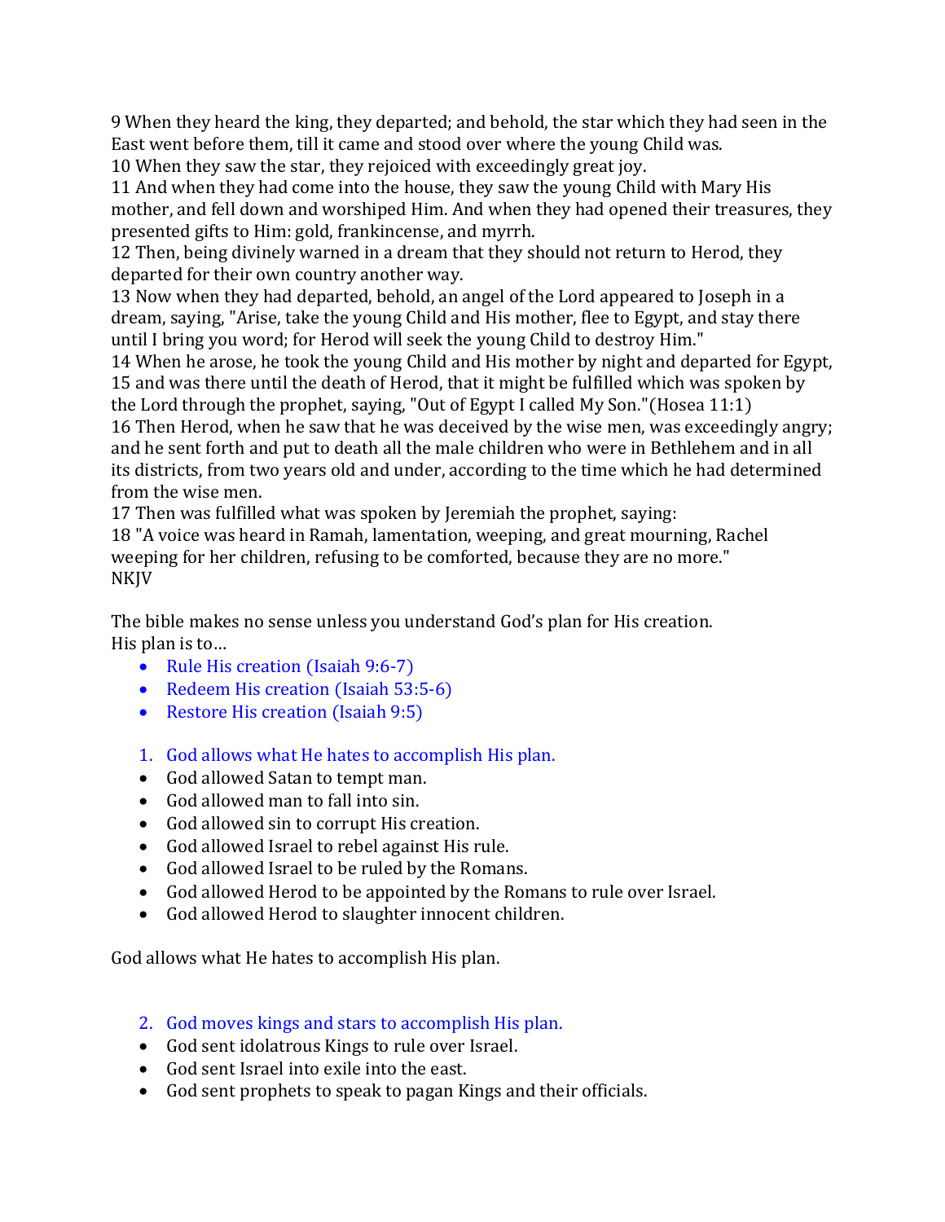9 When they heard the king, they departed; and behold, the star which they had seen in the East went before them, till it came and stood over where the young Child was.
10 When they saw the star, they rejoiced with exceedingly great joy.
11 And when they had come into the house, they saw the young Child with Mary His mother, and fell down and worshiped Him. And when they had opened their treasures, they presented gifts to Him: gold, frankincense, and myrrh.
12 Then, being divinely warned in a dream that they should not return to Herod, they departed for their own country another way.
13 Now when they had departed, behold, an angel of the Lord appeared to Joseph in a dream, saying, "Arise, take the young Child and His mother, flee to Egypt, and stay there until I bring you word; for Herod will seek the young Child to destroy Him."
14 When he arose, he took the young Child and His mother by night and departed for Egypt,
15 and was there until the death of Herod, that it might be fulfilled which was spoken by the Lord through the prophet, saying, "Out of Egypt I called My Son."(Hosea 11:1)
16 Then Herod, when he saw that he was deceived by the wise men, was exceedingly angry; and he sent forth and put to death all the male children who were in Bethlehem and in all its districts, from two years old and under, according to the time which he had determined from the wise men.
17 Then was fulfilled what was spoken by Jeremiah the prophet, saying:
18 "A voice was heard in Ramah, lamentation, weeping, and great mourning, Rachel weeping for her children, refusing to be comforted, because they are no more."
NKJV

The bible makes no sense unless you understand God's plan for His creation.
His plan is to…

- Rule His creation (Isaiah 9:6-7)
- Redeem His creation (Isaiah 53:5-6)
- Restore His creation (Isaiah 9:5)

1. God allows what He hates to accomplish His plan.

- God allowed Satan to tempt man.
- God allowed man to fall into sin.
- God allowed sin to corrupt His creation.
- God allowed Israel to rebel against His rule.
- God allowed Israel to be ruled by the Romans.
- God allowed Herod to be appointed by the Romans to rule over Israel.
- God allowed Herod to slaughter innocent children.

God allows what He hates to accomplish His plan.

2. God moves kings and stars to accomplish His plan.

- God sent idolatrous Kings to rule over Israel.
- God sent Israel into exile into the east.
- God sent prophets to speak to pagan Kings and their officials.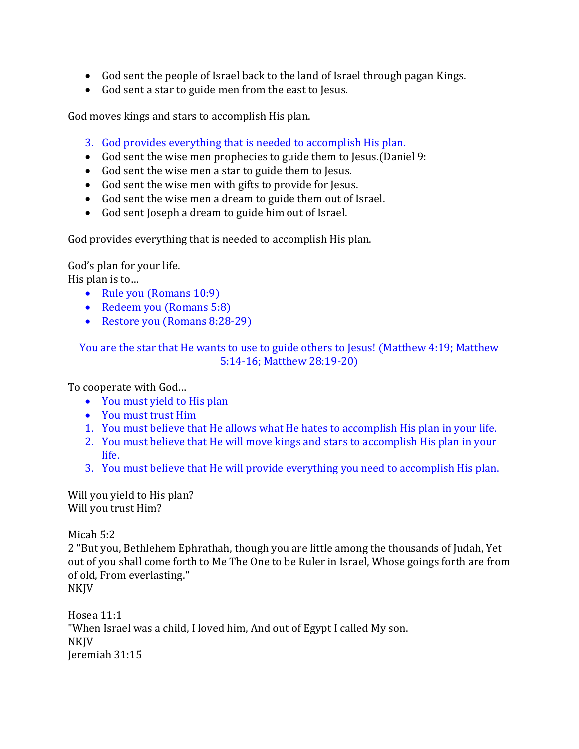- God sent the people of Israel back to the land of Israel through pagan Kings.
- God sent a star to guide men from the east to Jesus.

God moves kings and stars to accomplish His plan.

3. God provides everything that is needed to accomplish His plan.

- God sent the wise men prophecies to guide them to Jesus.(Daniel 9:
- God sent the wise men a star to guide them to Jesus.
- God sent the wise men with gifts to provide for Jesus.
- God sent the wise men a dream to guide them out of Israel.
- God sent Joseph a dream to guide him out of Israel.

God provides everything that is needed to accomplish His plan.

God's plan for your life.
His plan is to…

- Rule you (Romans 10:9)
- Redeem you (Romans 5:8)
- Restore you (Romans 8:28-29)

You are the star that He wants to use to guide others to Jesus! (Matthew 4:19; Matthew 5:14-16; Matthew 28:19-20)

To cooperate with God…

- You must yield to His plan
- You must trust Him

1. You must believe that He allows what He hates to accomplish His plan in your life.
2. You must believe that He will move kings and stars to accomplish His plan in your life.
3. You must believe that He will provide everything you need to accomplish His plan.

Will you yield to His plan?
Will you trust Him?

Micah 5:2
2 "But you, Bethlehem Ephrathah, though you are little among the thousands of Judah, Yet out of you shall come forth to Me The One to be Ruler in Israel, Whose goings forth are from of old, From everlasting."
NKJV

Hosea 11:1
"When Israel was a child, I loved him, And out of Egypt I called My son.
NKJV
Jeremiah 31:15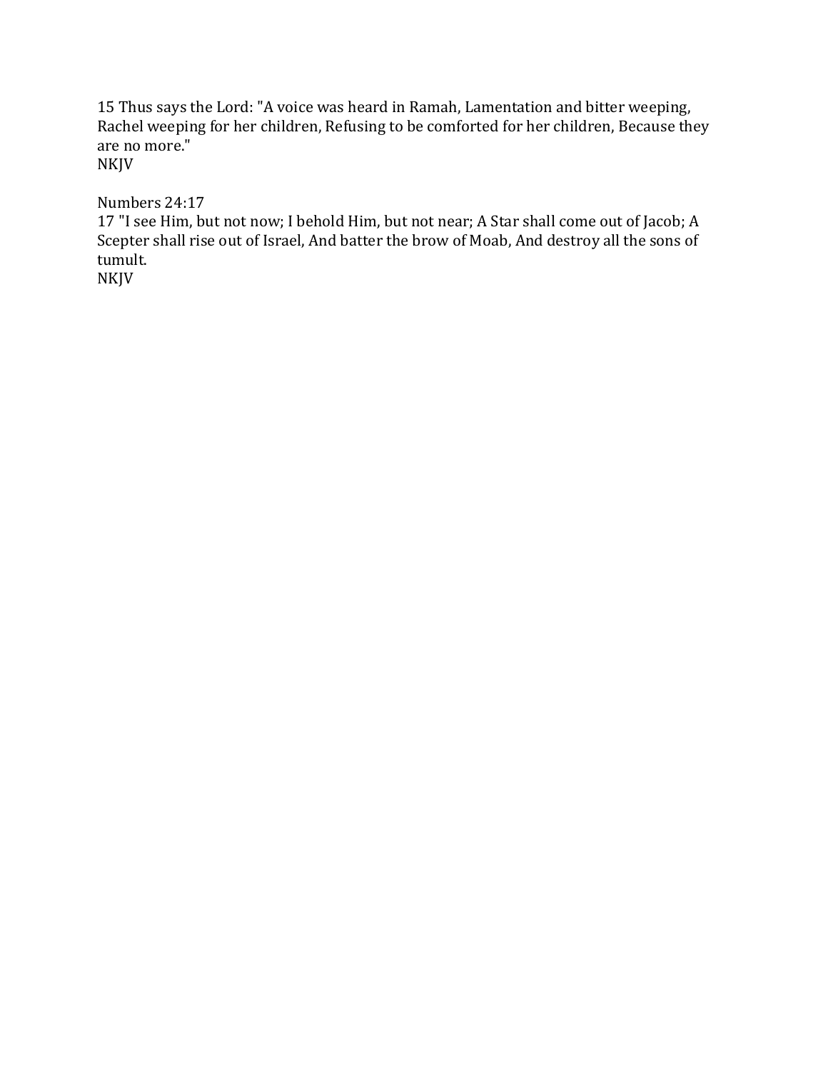15 Thus says the Lord: "A voice was heard in Ramah, Lamentation and bitter weeping, Rachel weeping for her children, Refusing to be comforted for her children, Because they are no more."
NKJV

Numbers 24:17
17 "I see Him, but not now; I behold Him, but not near; A Star shall come out of Jacob; A Scepter shall rise out of Israel, And batter the brow of Moab, And destroy all the sons of tumult.
NKJV